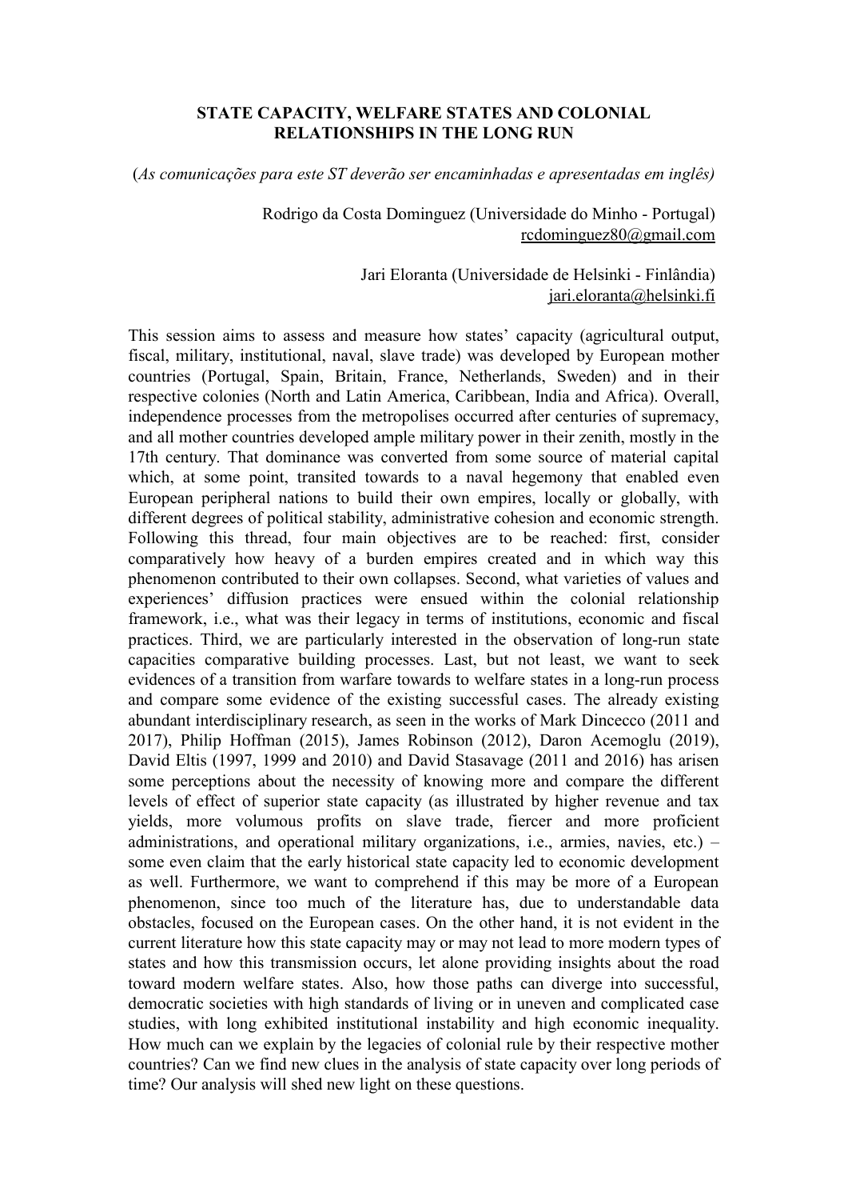**STATE CAPACITY, WELFARE STATES AND COLONIAL RELATIONSHIPS IN THE LONG RUN**

(*As comunicações para este ST deverão ser encaminhadas e apresentadas em inglês*)

Rodrigo da Costa Dominguez (Universidade do Minho - Portugal)
rcdominguez80@gmail.com

Jari Eloranta (Universidade de Helsinki - Finlândia)
jari.eloranta@helsinki.fi

This session aims to assess and measure how states' capacity (agricultural output, fiscal, military, institutional, naval, slave trade) was developed by European mother countries (Portugal, Spain, Britain, France, Netherlands, Sweden) and in their respective colonies (North and Latin America, Caribbean, India and Africa). Overall, independence processes from the metropolises occurred after centuries of supremacy, and all mother countries developed ample military power in their zenith, mostly in the 17th century. That dominance was converted from some source of material capital which, at some point, transited towards to a naval hegemony that enabled even European peripheral nations to build their own empires, locally or globally, with different degrees of political stability, administrative cohesion and economic strength. Following this thread, four main objectives are to be reached: first, consider comparatively how heavy of a burden empires created and in which way this phenomenon contributed to their own collapses. Second, what varieties of values and experiences' diffusion practices were ensued within the colonial relationship framework, i.e., what was their legacy in terms of institutions, economic and fiscal practices. Third, we are particularly interested in the observation of long-run state capacities comparative building processes. Last, but not least, we want to seek evidences of a transition from warfare towards to welfare states in a long-run process and compare some evidence of the existing successful cases. The already existing abundant interdisciplinary research, as seen in the works of Mark Dincecco (2011 and 2017), Philip Hoffman (2015), James Robinson (2012), Daron Acemoglu (2019), David Eltis (1997, 1999 and 2010) and David Stasavage (2011 and 2016) has arisen some perceptions about the necessity of knowing more and compare the different levels of effect of superior state capacity (as illustrated by higher revenue and tax yields, more volumous profits on slave trade, fiercer and more proficient administrations, and operational military organizations, i.e., armies, navies, etc.) – some even claim that the early historical state capacity led to economic development as well. Furthermore, we want to comprehend if this may be more of a European phenomenon, since too much of the literature has, due to understandable data obstacles, focused on the European cases. On the other hand, it is not evident in the current literature how this state capacity may or may not lead to more modern types of states and how this transmission occurs, let alone providing insights about the road toward modern welfare states. Also, how those paths can diverge into successful, democratic societies with high standards of living or in uneven and complicated case studies, with long exhibited institutional instability and high economic inequality. How much can we explain by the legacies of colonial rule by their respective mother countries? Can we find new clues in the analysis of state capacity over long periods of time? Our analysis will shed new light on these questions.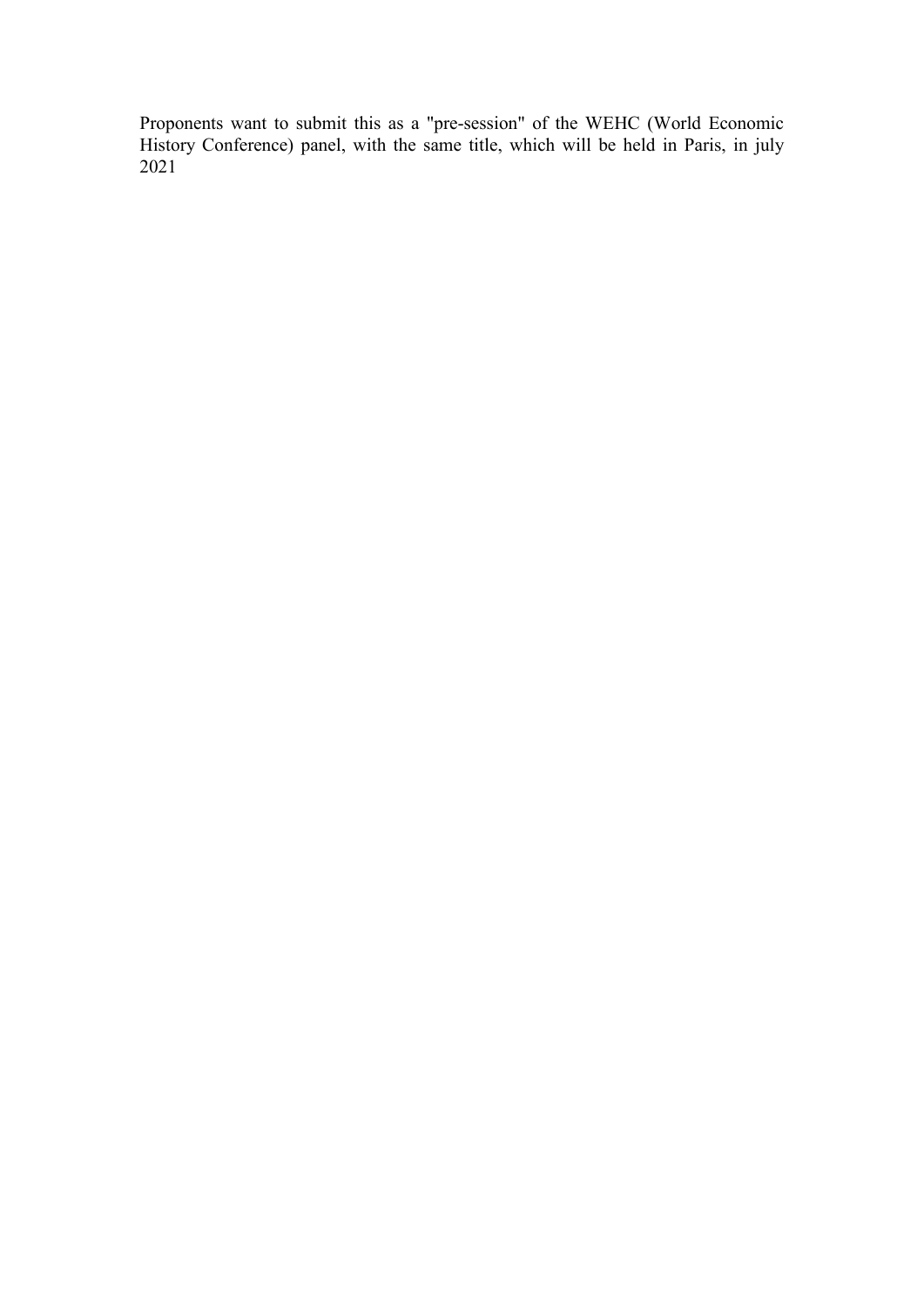Proponents want to submit this as a "pre-session" of the WEHC (World Economic History Conference) panel, with the same title, which will be held in Paris, in july 2021